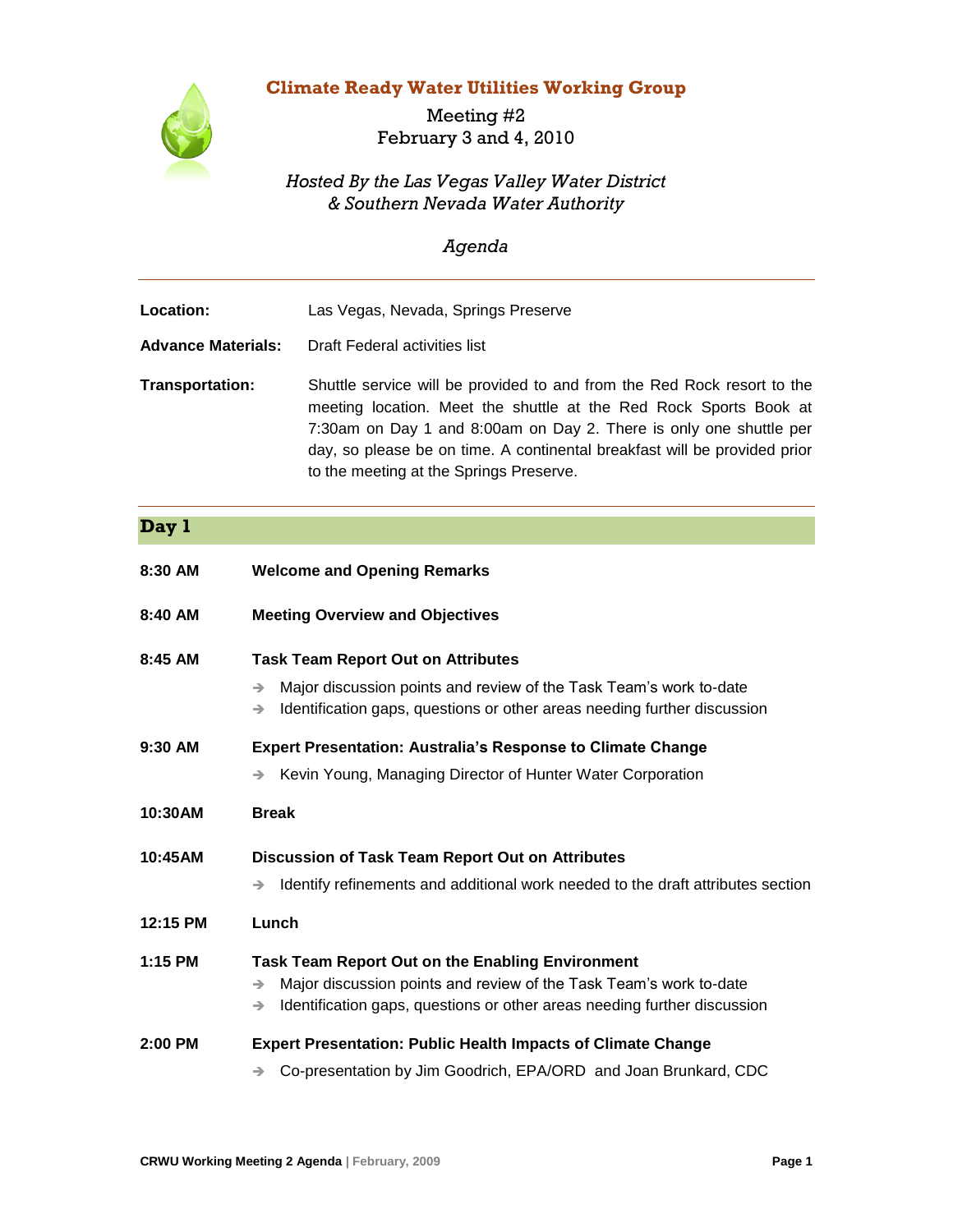# Climate Ready Water Utilities Working Group

Meeting #2
February 3 and 4, 2010

*Hosted By the Las Vegas Valley Water District*
*& Southern Nevada Water Authority*

*Agenda*

---

**Location:** Las Vegas, Nevada, Springs Preserve

**Advance Materials:** Draft Federal activities list

**Transportation:** Shuttle service will be provided to and from the Red Rock resort to the meeting location. Meet the shuttle at the Red Rock Sports Book at 7:30am on Day 1 and 8:00am on Day 2. There is only one shuttle per day, so please be on time. A continental breakfast will be provided prior to the meeting at the Springs Preserve.

---

## Day 1

**8:30 AM** **Welcome and Opening Remarks**

**8:40 AM** **Meeting Overview and Objectives**

**8:45 AM** **Task Team Report Out on Attributes**

- Major discussion points and review of the Task Team's work to-date
- Identification gaps, questions or other areas needing further discussion

**9:30 AM** **Expert Presentation: Australia's Response to Climate Change**

- Kevin Young, Managing Director of Hunter Water Corporation

**10:30AM** **Break**

**10:45AM** **Discussion of Task Team Report Out on Attributes**

- Identify refinements and additional work needed to the draft attributes section

**12:15 PM** **Lunch**

**1:15 PM** **Task Team Report Out on the Enabling Environment**

- Major discussion points and review of the Task Team's work to-date
- Identification gaps, questions or other areas needing further discussion

**2:00 PM** **Expert Presentation: Public Health Impacts of Climate Change**

- Co-presentation by Jim Goodrich, EPA/ORD and Joan Brunkard, CDC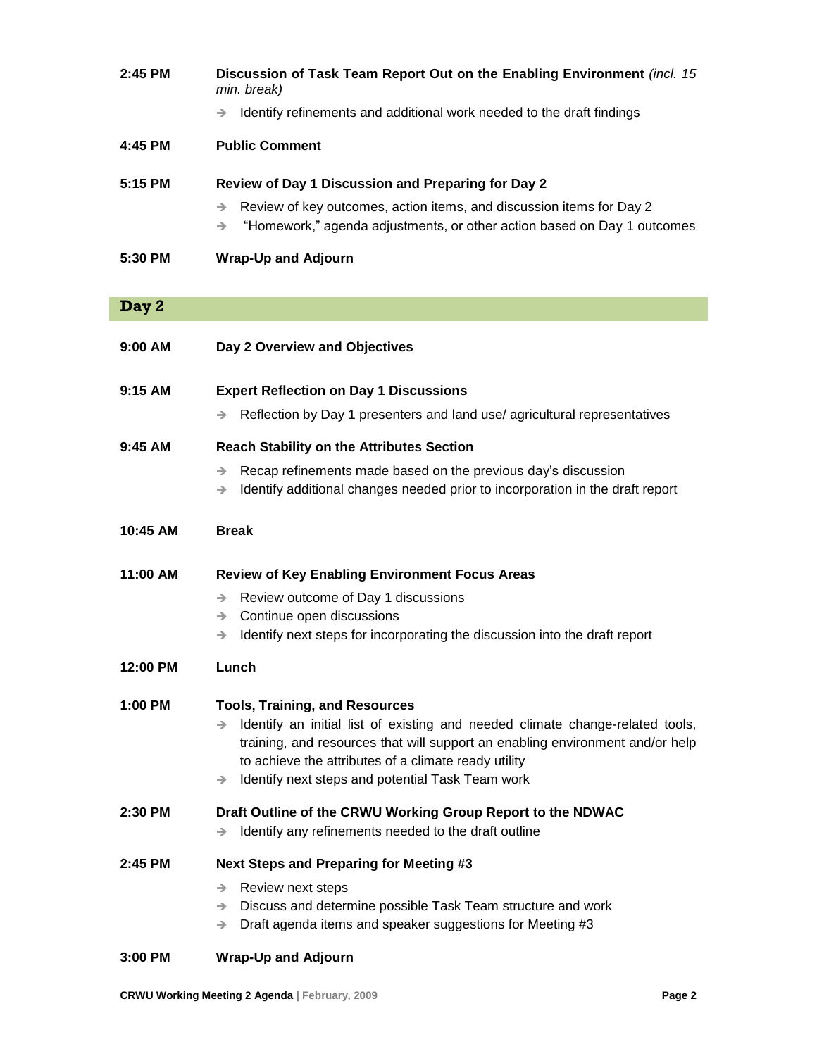**2:45 PM** **Discussion of Task Team Report Out on the Enabling Environment** *(incl. 15 min. break)*

- Identify refinements and additional work needed to the draft findings

**4:45 PM** **Public Comment**

**5:15 PM** **Review of Day 1 Discussion and Preparing for Day 2**

- Review of key outcomes, action items, and discussion items for Day 2
- "Homework," agenda adjustments, or other action based on Day 1 outcomes

**5:30 PM** **Wrap-Up and Adjourn**

## Day 2

**9:00 AM** **Day 2 Overview and Objectives**

**9:15 AM** **Expert Reflection on Day 1 Discussions**

- Reflection by Day 1 presenters and land use/ agricultural representatives

**9:45 AM** **Reach Stability on the Attributes Section**

- Recap refinements made based on the previous day's discussion
- Identify additional changes needed prior to incorporation in the draft report

**10:45 AM** **Break**

**11:00 AM** **Review of Key Enabling Environment Focus Areas**

- Review outcome of Day 1 discussions
- Continue open discussions
- Identify next steps for incorporating the discussion into the draft report

**12:00 PM** **Lunch**

**1:00 PM** **Tools, Training, and Resources**

- Identify an initial list of existing and needed climate change-related tools, training, and resources that will support an enabling environment and/or help to achieve the attributes of a climate ready utility
- Identify next steps and potential Task Team work

**2:30 PM** **Draft Outline of the CRWU Working Group Report to the NDWAC**

- Identify any refinements needed to the draft outline

**2:45 PM** **Next Steps and Preparing for Meeting #3**

- Review next steps
- Discuss and determine possible Task Team structure and work
- Draft agenda items and speaker suggestions for Meeting #3

**3:00 PM** **Wrap-Up and Adjourn**